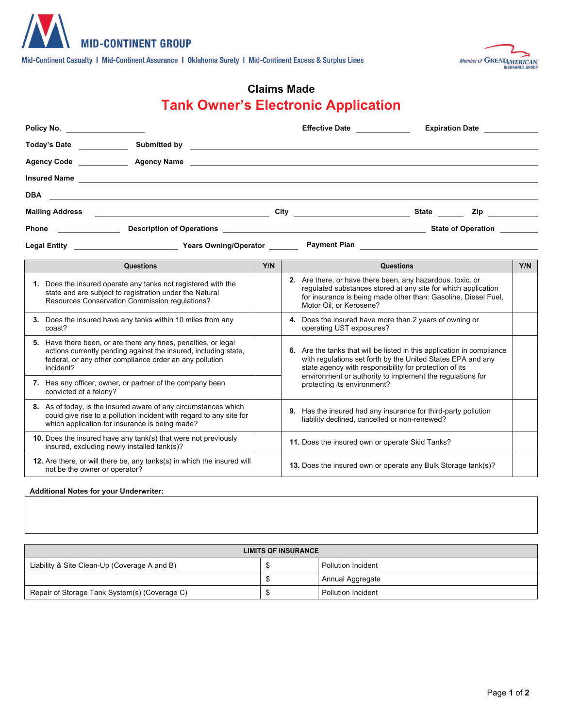MID-CONTINENT GROUP

Mid-Continent Casualty | Mid-Continent Assurance | Oklahoma Surety | Mid-Continent Excess & Surplus Lines

Member of GREAT AMERICAN INSURANCE GROUP

## Claims Made

# Tank Owner's Electronic Application

**Policy No.** \_\_\_\_\_\_\_\_\_\_ **Effective Date** \_\_\_\_\_\_\_\_\_\_ **Expiration Date** \_\_\_\_\_\_\_\_\_\_

**Today's Date** \_\_\_\_\_\_\_\_\_\_ **Submitted by** \_\_\_\_\_\_\_\_\_\_

**Agency Code** \_\_\_\_\_\_\_\_\_\_ **Agency Name** \_\_\_\_\_\_\_\_\_\_

**Insured Name** \_\_\_\_\_\_\_\_\_\_

**DBA** \_\_\_\_\_\_\_\_\_\_

**Mailing Address** \_\_\_\_\_\_\_\_\_\_ **City** \_\_\_\_\_\_\_\_\_\_ **State** \_\_\_\_\_\_\_\_\_\_ **Zip** \_\_\_\_\_\_\_\_\_\_

**Phone** \_\_\_\_\_\_\_\_\_\_ **Description of Operations** \_\_\_\_\_\_\_\_\_\_ **State of Operation** \_\_\_\_\_\_\_\_\_\_

**Legal Entity** \_\_\_\_\_\_\_\_\_\_ **Years Owning/Operator** \_\_\_\_\_\_\_\_\_\_ **Payment Plan** \_\_\_\_\_\_\_\_\_\_

| Questions | Y/N | Questions | Y/N |
|---|---|---|---|
| **1.** Does the insured operate any tanks not registered with the state and are subject to registration under the Natural Resources Conservation Commission regulations? | | **2.** Are there, or have there been, any hazardous, toxic. or regulated substances stored at any site for which application for insurance is being made other than: Gasoline, Diesel Fuel, Motor Oil, or Kerosene? | |
| **3.** Does the insured have any tanks within 10 miles from any coast? | | **4.** Does the insured have more than 2 years of owning or operating UST exposures? | |
| **5.** Have there been, or are there any fines, penalties, or legal actions currently pending against the insured, including state, federal, or any other compliance order an any pollution incident? | | **6.** Are the tanks that will be listed in this application in compliance with regulations set forth by the United States EPA and any state agency with responsibility for protection of its environment or authority to implement the regulations for protecting its environment? | |
| **7.** Has any officer, owner, or partner of the company been convicted of a felony? | | | |
| **8.** As of today, is the insured aware of any circumstances which could give rise to a pollution incident with regard to any site for which application for insurance is being made? | | **9.** Has the insured had any insurance for third-party pollution liability declined, cancelled or non-renewed? | |
| **10.** Does the insured have any tank(s) that were not previously insured, excluding newly installed tank(s)? | | **11.** Does the insured own or operate Skid Tanks? | |
| **12.** Are there, or will there be, any tanks(s) in which the insured will not be the owner or operator? | | **13.** Does the insured own or operate any Bulk Storage tank(s)? | |

**Additional Notes for your Underwriter:**

| LIMITS OF INSURANCE | | |
|---|---|---|
| Liability & Site Clean-Up (Coverage A and B) | $ | Pollution Incident |
| | $ | Annual Aggregate |
| Repair of Storage Tank System(s) (Coverage C) | $ | Pollution Incident |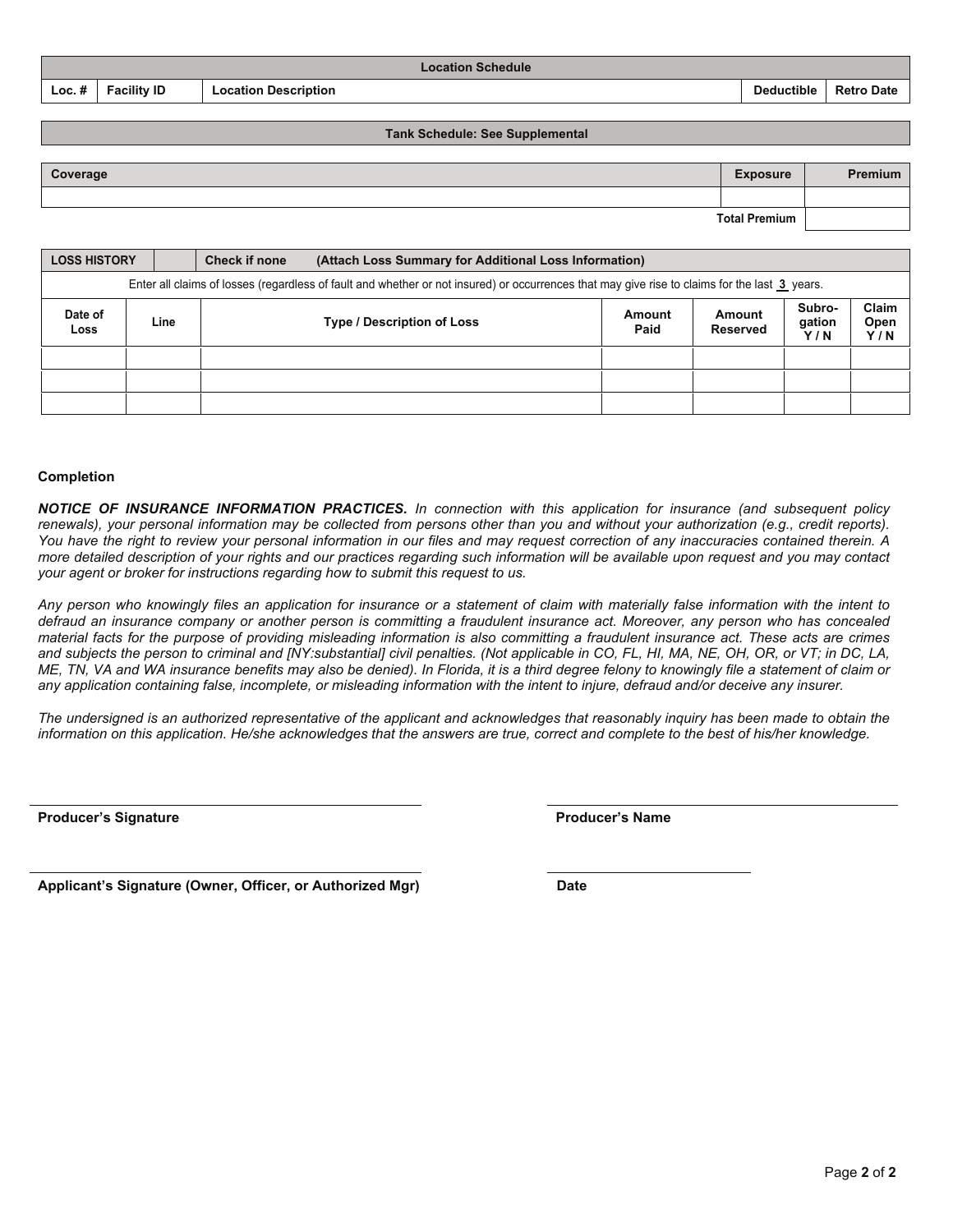| Location Schedule | | | | |
|---|---|---|---|---|
| **Loc. #** | **Facility ID** | **Location Description** | **Deductible** | **Retro Date** |

**Tank Schedule: See Supplemental**

| Coverage | Exposure | Premium |
|---|---|---|
| | | |
| | **Total Premium** | |

| LOSS HISTORY | | Check if none (Attach Loss Summary for Additional Loss Information) | | | | |
|---|---|---|---|---|---|---|
| Enter all claims of losses (regardless of fault and whether or not insured) or occurrences that may give rise to claims for the last 3 years. | | | | | | |
| **Date of Loss** | **Line** | **Type / Description of Loss** | **Amount Paid** | **Amount Reserved** | **Subro-gation Y / N** | **Claim Open Y / N** |
| | | | | | | |
| | | | | | | |
| | | | | | | |

**Completion**

***NOTICE OF INSURANCE INFORMATION PRACTICES.*** *In connection with this application for insurance (and subsequent policy renewals), your personal information may be collected from persons other than you and without your authorization (e.g., credit reports). You have the right to review your personal information in our files and may request correction of any inaccuracies contained therein. A more detailed description of your rights and our practices regarding such information will be available upon request and you may contact your agent or broker for instructions regarding how to submit this request to us.*

*Any person who knowingly files an application for insurance or a statement of claim with materially false information with the intent to defraud an insurance company or another person is committing a fraudulent insurance act. Moreover, any person who has concealed material facts for the purpose of providing misleading information is also committing a fraudulent insurance act. These acts are crimes and subjects the person to criminal and [NY:substantial] civil penalties. (Not applicable in CO, FL, HI, MA, NE, OH, OR, or VT; in DC, LA, ME, TN, VA and WA insurance benefits may also be denied). In Florida, it is a third degree felony to knowingly file a statement of claim or any application containing false, incomplete, or misleading information with the intent to injure, defraud and/or deceive any insurer.*

*The undersigned is an authorized representative of the applicant and acknowledges that reasonably inquiry has been made to obtain the information on this application. He/she acknowledges that the answers are true, correct and complete to the best of his/her knowledge.*

**Producer's Signature** ____________________ **Producer's Name** ____________________

**Applicant's Signature (Owner, Officer, or Authorized Mgr)** ____________________ **Date** ____________________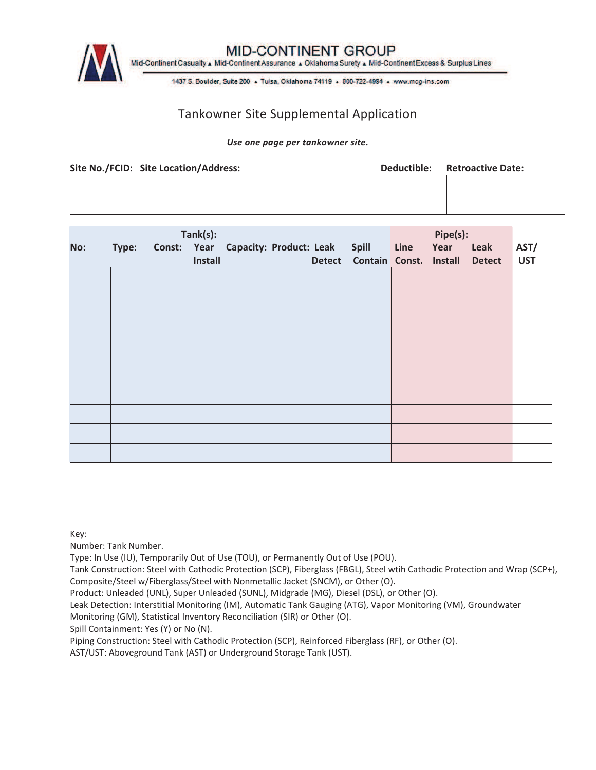MID-CONTINENT GROUP

Mid-Continent Casualty ▴ Mid-Continent Assurance ▴ Oklahoma Surety ▴ Mid-Continent Excess & Surplus Lines

1437 S. Boulder, Suite 200 ▴ Tulsa, Oklahoma 74119 ▴ 800-722-4994 ▴ www.mcg-ins.com

# Tankowner Site Supplemental Application

***Use one page per tankowner site.***

| Site No./FCID: | Site Location/Address: | Deductible: | Retroactive Date: |
|---|---|---|---|
| | | | |

| Tank(s): | | | | | | | | Pipe(s): | | | |
|---|---|---|---|---|---|---|---|---|---|---|---|
| No: | Type: | Const: | Year Install | Capacity: | Product: | Leak Detect | Spill Contain | Line Const. | Year Install | Leak Detect | AST/ UST |
| | | | | | | | | | | | |
| | | | | | | | | | | | |
| | | | | | | | | | | | |
| | | | | | | | | | | | |
| | | | | | | | | | | | |
| | | | | | | | | | | | |
| | | | | | | | | | | | |
| | | | | | | | | | | | |
| | | | | | | | | | | | |
| | | | | | | | | | | | |

Key:
Number: Tank Number.
Type: In Use (IU), Temporarily Out of Use (TOU), or Permanently Out of Use (POU).
Tank Construction: Steel with Cathodic Protection (SCP), Fiberglass (FBGL), Steel wtih Cathodic Protection and Wrap (SCP+), Composite/Steel w/Fiberglass/Steel with Nonmetallic Jacket (SNCM), or Other (O).
Product: Unleaded (UNL), Super Unleaded (SUNL), Midgrade (MG), Diesel (DSL), or Other (O).
Leak Detection: Interstitial Monitoring (IM), Automatic Tank Gauging (ATG), Vapor Monitoring (VM), Groundwater Monitoring (GM), Statistical Inventory Reconciliation (SIR) or Other (O).
Spill Containment: Yes (Y) or No (N).
Piping Construction: Steel with Cathodic Protection (SCP), Reinforced Fiberglass (RF), or Other (O).
AST/UST: Aboveground Tank (AST) or Underground Storage Tank (UST).